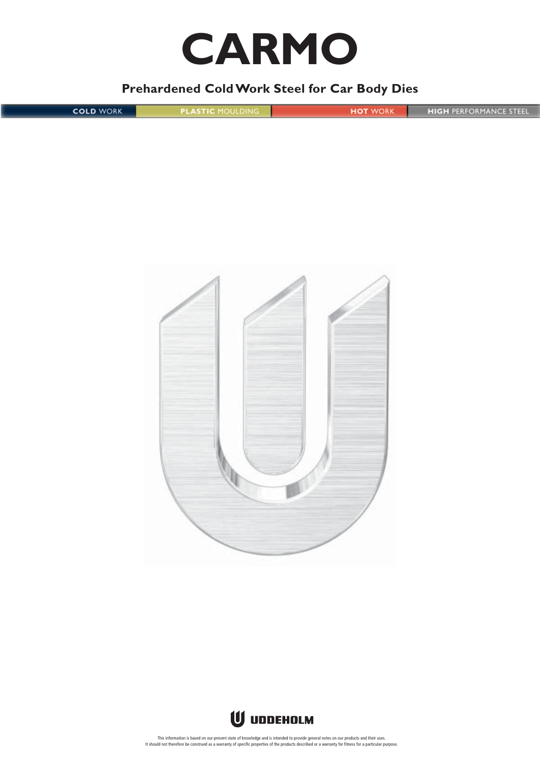# CARMO

## Prehardened Cold Work Steel for Car Body Dies

COLD WORK | PLASTIC MOULDING | HOT WORK | HIGH PERFORMANCE STEEL

UDDEHOLM

This information is based on our present state of knowledge and is intended to provide general notes on our products and their uses. It should not therefore be construed as a warranty of specific properties of the products described or a warranty for fitness for a particular purpose.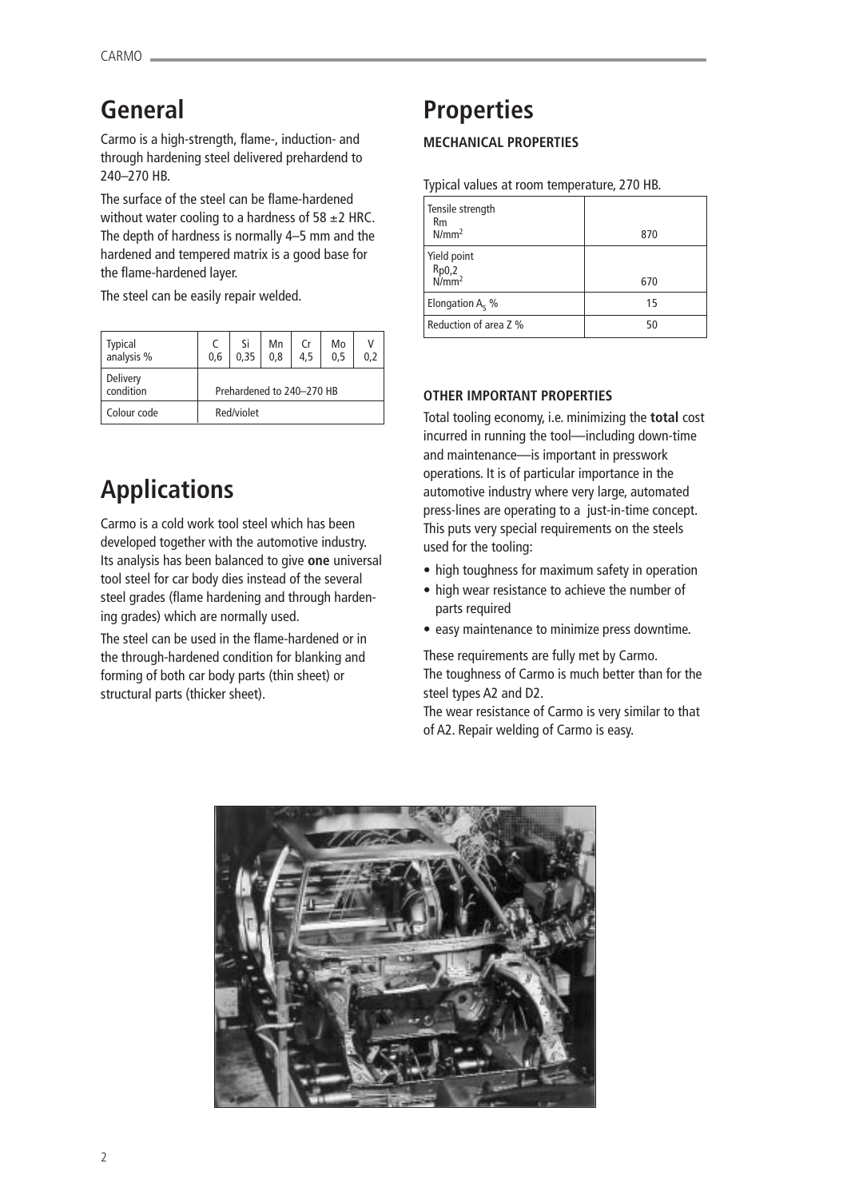# General

Carmo is a high-strength, flame-, induction- and through hardening steel delivered prehardend to 240–270 HB.

The surface of the steel can be flame-hardened without water cooling to a hardness of 58 ±2 HRC. The depth of hardness is normally 4–5 mm and the hardened and tempered matrix is a good base for the flame-hardened layer.

The steel can be easily repair welded.

| Typical analysis % | C 0,6 | Si 0,35 | Mn 0,8 | Cr 4,5 | Mo 0,5 | V 0,2 |
|---|---|---|---|---|---|---|
| Delivery condition | Prehardened to 240–270 HB | | | | | |
| Colour code | Red/violet | | | | | |

# Applications

Carmo is a cold work tool steel which has been developed together with the automotive industry. Its analysis has been balanced to give **one** universal tool steel for car body dies instead of the several steel grades (flame hardening and through hardening grades) which are normally used.

The steel can be used in the flame-hardened or in the through-hardened condition for blanking and forming of both car body parts (thin sheet) or structural parts (thicker sheet).

# Properties

## MECHANICAL PROPERTIES

Typical values at room temperature, 270 HB.

| Property | Value |
|---|---|
| Tensile strength Rm N/mm² | 870 |
| Yield point $R_{p0,2}$ N/mm² | 670 |
| Elongation $A_5$ % | 15 |
| Reduction of area Z % | 50 |

## OTHER IMPORTANT PROPERTIES

Total tooling economy, i.e. minimizing the **total** cost incurred in running the tool—including down-time and maintenance—is important in presswork operations. It is of particular importance in the automotive industry where very large, automated press-lines are operating to a just-in-time concept. This puts very special requirements on the steels used for the tooling:

- high toughness for maximum safety in operation
- high wear resistance to achieve the number of parts required
- easy maintenance to minimize press downtime.

These requirements are fully met by Carmo.
The toughness of Carmo is much better than for the steel types A2 and D2.
The wear resistance of Carmo is very similar to that of A2. Repair welding of Carmo is easy.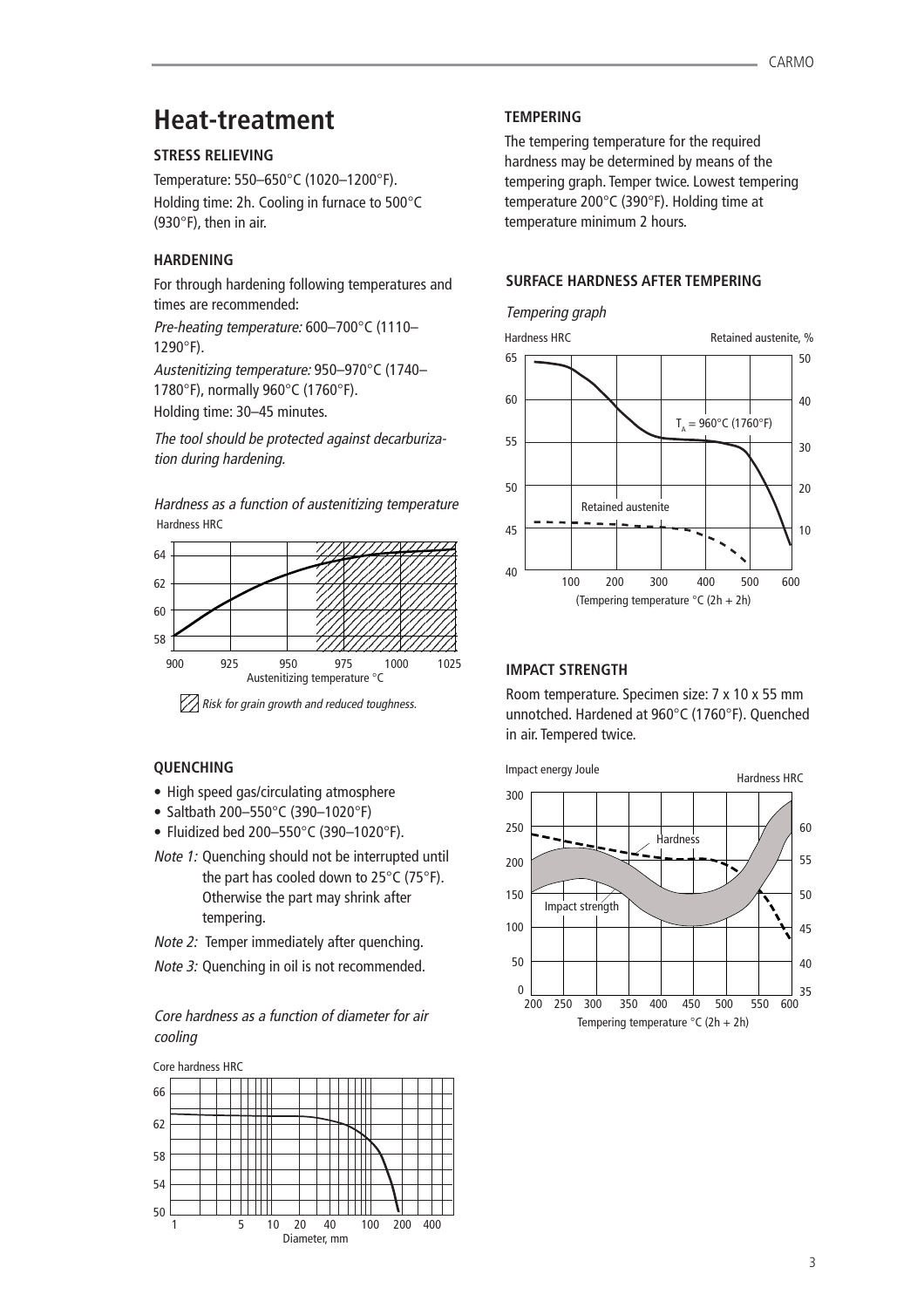# Heat-treatment

### STRESS RELIEVING

Temperature: 550–650°C (1020–1200°F).
Holding time: 2h. Cooling in furnace to 500°C (930°F), then in air.

### HARDENING

For through hardening following temperatures and times are recommended:

*Pre-heating temperature:* 600–700°C (1110–1290°F).

*Austenitizing temperature:* 950–970°C (1740–1780°F), normally 960°C (1760°F).

Holding time: 30–45 minutes.

*The tool should be protected against decarburization during hardening.*

*Hardness as a function of austenitizing temperature*

*Risk for grain growth and reduced toughness.*

### QUENCHING

- High speed gas/circulating atmosphere
- Saltbath 200–550°C (390–1020°F)
- Fluidized bed 200–550°C (390–1020°F).

*Note 1:* Quenching should not be interrupted until the part has cooled down to 25°C (75°F). Otherwise the part may shrink after tempering.

*Note 2:* Temper immediately after quenching.

*Note 3:* Quenching in oil is not recommended.

*Core hardness as a function of diameter for air cooling*

### TEMPERING

The tempering temperature for the required hardness may be determined by means of the tempering graph. Temper twice. Lowest tempering temperature 200°C (390°F). Holding time at temperature minimum 2 hours.

### SURFACE HARDNESS AFTER TEMPERING

*Tempering graph*

### IMPACT STRENGTH

Room temperature. Specimen size: 7 x 10 x 55 mm unnotched. Hardened at 960°C (1760°F). Quenched in air. Tempered twice.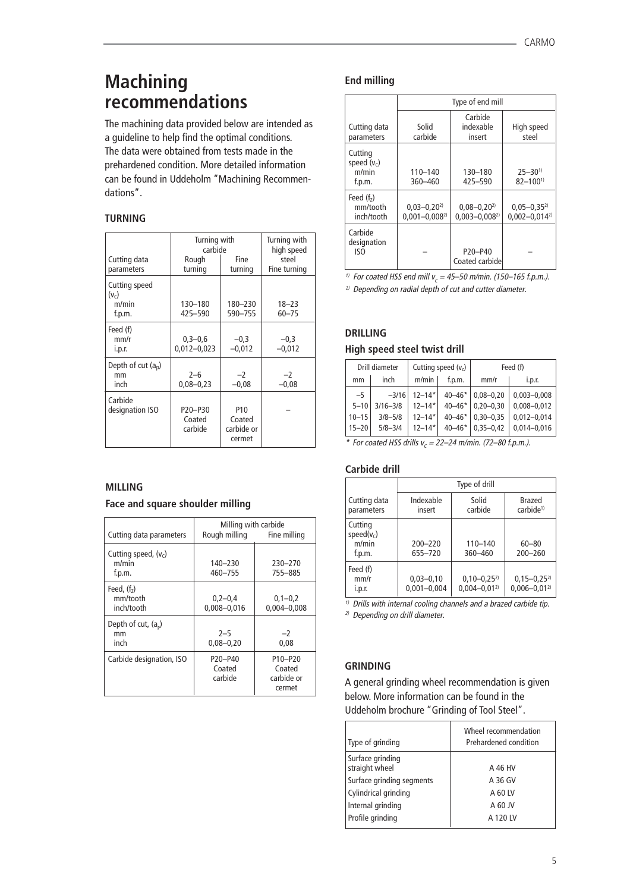# Machining recommendations

The machining data provided below are intended as a guideline to help find the optimal conditions. The data were obtained from tests made in the prehardened condition. More detailed information can be found in Uddeholm "Machining Recommendations".

### TURNING

| Cutting data parameters | Turning with carbide Rough turning | Turning with carbide Fine turning | Turning with high speed steel Fine turning |
|---|---|---|---|
| Cutting speed ($v_c$) m/min | 130–180 | 180–230 | 18–23 |
| f.p.m. | 425–590 | 590–755 | 60–75 |
| Feed (f) mm/r | 0,3–0,6 | –0,3 | –0,3 |
| i.p.r. | 0,012–0,023 | –0,012 | –0,012 |
| Depth of cut ($a_p$) mm | 2–6 | –2 | –2 |
| inch | 0,08–0,23 | –0,08 | –0,08 |
| Carbide designation ISO | P20–P30 Coated carbide | P10 Coated carbide or cermet | – |

### MILLING

#### Face and square shoulder milling

| Cutting data parameters | Milling with carbide Rough milling | Milling with carbide Fine milling |
|---|---|---|
| Cutting speed, ($v_c$) m/min | 140–230 | 230–270 |
| f.p.m. | 460–755 | 755–885 |
| Feed, ($f_z$) mm/tooth | 0,2–0,4 | 0,1–0,2 |
| inch/tooth | 0,008–0,016 | 0,004–0,008 |
| Depth of cut, ($a_p$) mm | 2–5 | –2 |
| inch | 0,08–0,20 | 0,08 |
| Carbide designation, ISO | P20–P40 Coated carbide | P10–P20 Coated carbide or cermet |

#### End milling

| Cutting data parameters | Type of end mill: Solid carbide | Carbide indexable insert | High speed steel |
|---|---|---|---|
| Cutting speed ($v_c$) m/min | 110–140 | 130–180 | 25–30[1] |
| f.p.m. | 360–460 | 425–590 | 82–100[1] |
| Feed ($f_z$) mm/tooth | 0,03–0,20[2] | 0,08–0,20[2] | 0,05–0,35[2] |
| inch/tooth | 0,001–0,008[2] | 0,003–0,008[2] | 0,002–0,014[2] |
| Carbide designation ISO | – | P20–P40 Coated carbide | – |

*[1] For coated HSS end mill $v_c$ = 45–50 m/min. (150–165 f.p.m.).*

*[2] Depending on radial depth of cut and cutter diameter.*

### DRILLING

#### High speed steel twist drill

| Drill diameter mm | Drill diameter inch | Cutting speed ($v_c$) m/min | Cutting speed ($v_c$) f.p.m. | Feed (f) mm/r | Feed (f) i.p.r. |
|---|---|---|---|---|---|
| –5 | –3/16 | 12–14* | 40–46* | 0,08–0,20 | 0,003–0,008 |
| 5–10 | 3/16–3/8 | 12–14* | 40–46* | 0,20–0,30 | 0,008–0,012 |
| 10–15 | 3/8–5/8 | 12–14* | 40–46* | 0,30–0,35 | 0,012–0,014 |
| 15–20 | 5/8–3/4 | 12–14* | 40–46* | 0,35–0,42 | 0,014–0,016 |

*\* For coated HSS drills $v_c$ = 22–24 m/min. (72–80 f.p.m.).*

#### Carbide drill

| Cutting data parameters | Type of drill: Indexable insert | Solid carbide | Brazed carbide[1] |
|---|---|---|---|
| Cutting speed($v_c$) m/min | 200–220 | 110–140 | 60–80 |
| f.p.m. | 655–720 | 360–460 | 200–260 |
| Feed (f) mm/r | 0,03–0,10 | 0,10–0,25[2] | 0,15–0,25[2] |
| i.p.r. | 0,001–0,004 | 0,004–0,01[2] | 0,006–0,01[2] |

*[1] Drills with internal cooling channels and a brazed carbide tip.*

*[2] Depending on drill diameter.*

### GRINDING

A general grinding wheel recommendation is given below. More information can be found in the Uddeholm brochure "Grinding of Tool Steel".

| Type of grinding | Wheel recommendation Prehardened condition |
|---|---|
| Surface grinding straight wheel | A 46 HV |
| Surface grinding segments | A 36 GV |
| Cylindrical grinding | A 60 LV |
| Internal grinding | A 60 JV |
| Profile grinding | A 120 LV |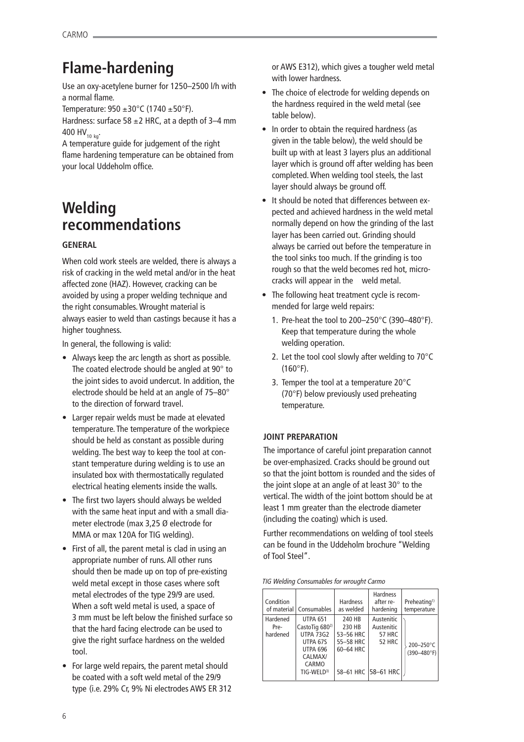# Flame-hardening

Use an oxy-acetylene burner for 1250–2500 l/h with a normal flame.

Temperature: 950 ±30°C (1740 ±50°F).

Hardness: surface 58 ±2 HRC, at a depth of 3–4 mm 400 $HV_{10\ kg}$.

A temperature guide for judgement of the right flame hardening temperature can be obtained from your local Uddeholm office.

# Welding recommendations

**GENERAL**

When cold work steels are welded, there is always a risk of cracking in the weld metal and/or in the heat affected zone (HAZ). However, cracking can be avoided by using a proper welding technique and the right consumables. Wrought material is always easier to weld than castings because it has a higher toughness.

In general, the following is valid:

- Always keep the arc length as short as possible. The coated electrode should be angled at 90° to the joint sides to avoid undercut. In addition, the electrode should be held at an angle of 75–80° to the direction of forward travel.
- Larger repair welds must be made at elevated temperature. The temperature of the workpiece should be held as constant as possible during welding. The best way to keep the tool at constant temperature during welding is to use an insulated box with thermostatically regulated electrical heating elements inside the walls.
- The first two layers should always be welded with the same heat input and with a small diameter electrode (max 3,25 Ø electrode for MMA or max 120A for TIG welding).
- First of all, the parent metal is clad in using an appropriate number of runs. All other runs should then be made up on top of pre-existing weld metal except in those cases where soft metal electrodes of the type 29/9 are used. When a soft weld metal is used, a space of 3 mm must be left below the finished surface so that the hard facing electrode can be used to give the right surface hardness on the welded tool.
- For large weld repairs, the parent metal should be coated with a soft weld metal of the 29/9 type (i.e. 29% Cr, 9% Ni electrodes AWS ER 312 or AWS E312), which gives a tougher weld metal with lower hardness.
- The choice of electrode for welding depends on the hardness required in the weld metal (see table below).
- In order to obtain the required hardness (as given in the table below), the weld should be built up with at least 3 layers plus an additional layer which is ground off after welding has been completed. When welding tool steels, the last layer should always be ground off.
- It should be noted that differences between expected and achieved hardness in the weld metal normally depend on how the grinding of the last layer has been carried out. Grinding should always be carried out before the temperature in the tool sinks too much. If the grinding is too rough so that the weld becomes red hot, microcracks will appear in the weld metal.
- The following heat treatment cycle is recommended for large weld repairs:
  1. Pre-heat the tool to 200–250°C (390–480°F). Keep that temperature during the whole welding operation.
  2. Let the tool cool slowly after welding to 70°C (160°F).
  3. Temper the tool at a temperature 20°C (70°F) below previously used preheating temperature.

**JOINT PREPARATION**

The importance of careful joint preparation cannot be over-emphasized. Cracks should be ground out so that the joint bottom is rounded and the sides of the joint slope at an angle of at least 30° to the vertical. The width of the joint bottom should be at least 1 mm greater than the electrode diameter (including the coating) which is used.

Further recommendations on welding of tool steels can be found in the Uddeholm brochure "Welding of Tool Steel".

*TIG Welding Consumables for wrought Carmo*

| Condition of material | Consumables | Hardness as welded | Hardness after re-hardening | Preheating[1)] temperature |
|---|---|---|---|---|
| Hardened Pre-hardened | UTPA 651 | 240 HB | Austenitic | 200–250°C (390–480°F) |
| | CastoTig 680[2)] | 230 HB | Austenitic | |
| | UTPA 73G2 | 53–56 HRC | 57 HRC | |
| | UTPA 67S | 55–58 HRC | 52 HRC | |
| | UTPA 696 | 60–64 HRC | | |
| | CALMAX/ CARMO TIG-WELD[3)] | 58–61 HRC | 58–61 HRC | |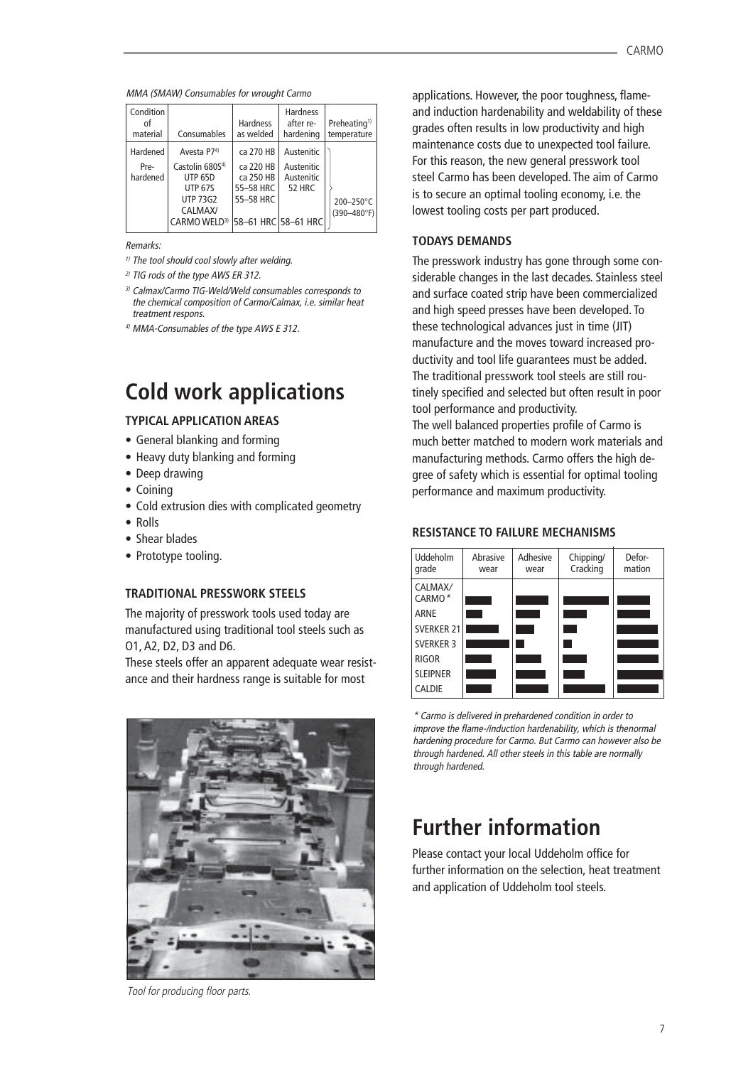*MMA (SMAW) Consumables for wrought Carmo*

| Condition of material | Consumables | Hardness as welded | Hardness after re-hardening | Preheating[1] temperature |
|---|---|---|---|---|
| Hardened | Avesta P7[4] | ca 270 HB | Austenitic | |
| Pre-hardened | Castolin 680S[4] | ca 220 HB | Austenitic | |
| | UTP 65D | ca 250 HB | Austenitic | |
| | UTP 67S | 55–58 HRC | 52 HRC | |
| | UTP 73G2 | 55–58 HRC | | 200–250°C (390–480°F) |
| | CALMAX/ CARMO WELD[3] | 58–61 HRC | 58–61 HRC | |

*Remarks:*

*[1] The tool should cool slowly after welding.*

*[2] TIG rods of the type AWS ER 312.*

*[3] Calmax/Carmo TIG-Weld/Weld consumables corresponds to the chemical composition of Carmo/Calmax, i.e. similar heat treatment respons.*

*[4] MMA-Consumables of the type AWS E 312.*

# Cold work applications

### TYPICAL APPLICATION AREAS

- General blanking and forming
- Heavy duty blanking and forming
- Deep drawing
- Coining
- Cold extrusion dies with complicated geometry
- Rolls
- Shear blades
- Prototype tooling.

### TRADITIONAL PRESSWORK STEELS

The majority of presswork tools used today are manufactured using traditional tool steels such as O1, A2, D2, D3 and D6.

These steels offer an apparent adequate wear resistance and their hardness range is suitable for most applications. However, the poor toughness, flame- and induction hardenability and weldability of these grades often results in low productivity and high maintenance costs due to unexpected tool failure. For this reason, the new general presswork tool steel Carmo has been developed. The aim of Carmo is to secure an optimal tooling economy, i.e. the lowest tooling costs per part produced.

*Tool for producing floor parts.*

### TODAYS DEMANDS

The presswork industry has gone through some considerable changes in the last decades. Stainless steel and surface coated strip have been commercialized and high speed presses have been developed. To these technological advances just in time (JIT) manufacture and the moves toward increased productivity and tool life guarantees must be added. The traditional presswork tool steels are still routinely specified and selected but often result in poor tool performance and productivity.

The well balanced properties profile of Carmo is much better matched to modern work materials and manufacturing methods. Carmo offers the high degree of safety which is essential for optimal tooling performance and maximum productivity.

### RESISTANCE TO FAILURE MECHANISMS

| Uddeholm grade | Abrasive wear | Adhesive wear | Chipping/ Cracking | Defor-mation |
|---|---|---|---|---|
| CALMAX/ CARMO* | | | | |
| ARNE | | | | |
| SVERKER 21 | | | | |
| SVERKER 3 | | | | |
| RIGOR | | | | |
| SLEIPNER | | | | |
| CALDIE | | | | |

*\* Carmo is delivered in prehardened condition in order to improve the flame-/induction hardenability, which is thenormal hardening procedure for Carmo. But Carmo can however also be through hardened. All other steels in this table are normally through hardened.*

# Further information

Please contact your local Uddeholm office for further information on the selection, heat treatment and application of Uddeholm tool steels.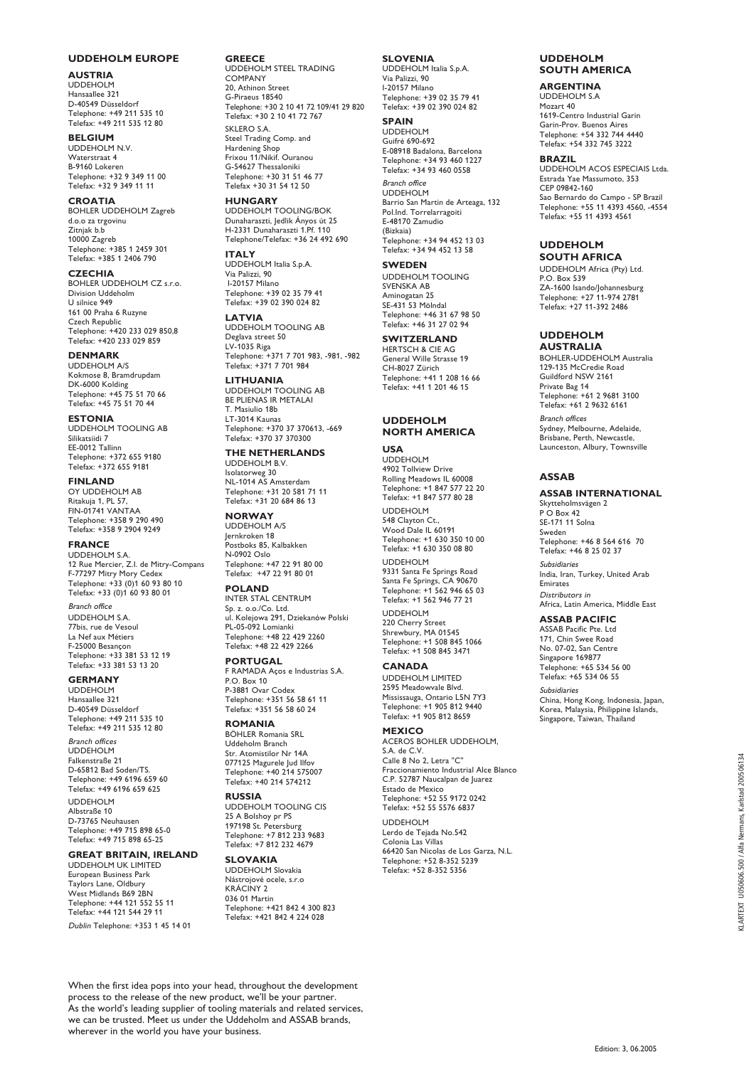## UDDEHOLM EUROPE

### AUSTRIA

UDDEHOLM
Hansaallee 321
D-40549 Düsseldorf
Telephone: +49 211 535 10
Telefax: +49 211 535 12 80

### BELGIUM

UDDEHOLM N.V.
Waterstraat 4
B-9160 Lokeren
Telephone: +32 9 349 11 00
Telefax: +32 9 349 11 11

### CROATIA

BOHLER UDDEHOLM Zagreb
d.o.o za trgovinu
Zitnjak b.b
10000 Zagreb
Telephone: +385 1 2459 301
Telefax: +385 1 2406 790

### CZECHIA

BOHLER UDDEHOLM CZ s.r.o.
Division Uddeholm
U silnice 949
161 00 Praha 6 Ruzyne
Czech Republic
Telephone: +420 233 029 850,8
Telefax: +420 233 029 859

### DENMARK

UDDEHOLM A/S
Kokmose 8, Bramdrupdam
DK-6000 Kolding
Telephone: +45 75 51 70 66
Telefax: +45 75 51 70 44

### ESTONIA

UDDEHOLM TOOLING AB
Silikatsiidi 7
EE-0012 Tallinn
Telephone: +372 655 9180
Telefax: +372 655 9181

### FINLAND

OY UDDEHOLM AB
Ritakuja 1, PL 57,
FIN-01741 VANTAA
Telephone: +358 9 290 490
Telefax: +358 9 2904 9249

### FRANCE

UDDEHOLM S.A.
12 Rue Mercier, Z.I. de Mitry-Compans
F-77297 Mitry Mory Cedex
Telephone: +33 (0)1 60 93 80 10
Telefax: +33 (0)1 60 93 80 01

*Branch office*
UDDEHOLM S.A.
77bis, rue de Vesoul
La Nef aux Métiers
F-25000 Besançon
Telephone: +33 381 53 12 19
Telefax: +33 381 53 13 20

### GERMANY

UDDEHOLM
Hansaallee 321
D-40549 Düsseldorf
Telephone: +49 211 535 10
Telefax: +49 211 535 12 80

*Branch offices*
UDDEHOLM
Falkenstraße 21
D-65812 Bad Soden/TS.
Telephone: +49 6196 659 60
Telefax: +49 6196 659 625

UDDEHOLM
Albstraße 10
D-73765 Neuhausen
Telephone: +49 715 898 65-0
Telefax: +49 715 898 65-25

### GREAT BRITAIN, IRELAND

UDDEHOLM UK LIMITED
European Business Park
Taylors Lane, Oldbury
West Midlands B69 2BN
Telephone: +44 121 552 55 11
Telefax: +44 121 544 29 11

*Dublin* Telephone: +353 1 45 14 01

### GREECE

UDDEHOLM STEEL TRADING COMPANY
20, Athinon Street
G-Piraeus 18540
Telephone: +30 2 10 41 72 109/41 29 820
Telefax: +30 2 10 41 72 767

SKLERO S.A.
Steel Trading Comp. and Hardening Shop
Frixou 11/Nikif. Ouranou
G-54627 Thessaloniki
Telephone: +30 31 51 46 77
Telefax +30 31 54 12 50

### HUNGARY

UDDEHOLM TOOLING/BOK
Dunaharaszti, Jedlik Ányos út 25
H-2331 Dunaharaszti 1.Pf. 110
Telephone/Telefax: +36 24 492 690

### ITALY

UDDEHOLM Italia S.p.A.
Via Palizzi, 90
I-20157 Milano
Telephone: +39 02 35 79 41
Telefax: +39 02 390 024 82

### LATVIA

UDDEHOLM TOOLING AB
Deglava street 50
LV-1035 Riga
Telephone: +371 7 701 983, -981, -982
Telefax: +371 7 701 984

### LITHUANIA

UDDEHOLM TOOLING AB
BE PLIENAS IR METALAI
T. Masiulio 18b
LT-3014 Kaunas
Telephone: +370 37 370613, -669
Telefax: +370 37 370300

### THE NETHERLANDS

UDDEHOLM B.V.
Isolatorweg 30
NL-1014 AS Amsterdam
Telephone: +31 20 581 71 11
Telefax: +31 20 684 86 13

### NORWAY

UDDEHOLM A/S
Jernkroken 18
Postboks 85, Kalbakken
N-0902 Oslo
Telephone: +47 22 91 80 00
Telefax: +47 22 91 80 01

### POLAND

INTER STAL CENTRUM
Sp. z. o.o./Co. Ltd.
ul. Kolejowa 291, Dziekanów Polski
PL-05-092 Lomianki
Telephone: +48 22 429 2260
Telefax: +48 22 429 2266

### PORTUGAL

F RAMADA Aços e Industrias S.A.
P.O. Box 10
P-3881 Ovar Codex
Telephone: +351 56 58 61 11
Telefax: +351 56 58 60 24

### ROMANIA

BÖHLER Romania SRL
Uddeholm Branch
Str. Atomistilor Nr 14A
077125 Magurele Jud Ilfov
Telephone: +40 214 575007
Telefax: +40 214 574212

### RUSSIA

UDDEHOLM TOOLING CIS
25 A Bolshoy pr PS
197198 St. Petersburg
Telephone: +7 812 233 9683
Telefax: +7 812 232 4679

### SLOVAKIA

UDDEHOLM Slovakia
Nástrojové ocele, s.r.o
KRÁCINY 2
036 01 Martin
Telephone: +421 842 4 300 823
Telefax: +421 842 4 224 028

### SLOVENIA

UDDEHOLM Italia S.p.A.
Via Palizzi, 90
I-20157 Milano
Telephone: +39 02 35 79 41
Telefax: +39 02 390 024 82

### SPAIN

UDDEHOLM
Guifré 690-692
E-08918 Badalona, Barcelona
Telephone: +34 93 460 1227
Telefax: +34 93 460 0558

*Branch office*
UDDEHOLM
Barrio San Martin de Arteaga, 132
Pol.Ind. Torrelarragoiti
E-48170 Zamudio
(Bizkaia)
Telephone: +34 94 452 13 03
Telefax: +34 94 452 13 58

### SWEDEN

UDDEHOLM TOOLING SVENSKA AB
Aminogatan 25
SE-431 53 Mölndal
Telephone: +46 31 67 98 50
Telefax: +46 31 27 02 94

### SWITZERLAND

HERTSCH & CIE AG
General Wille Strasse 19
CH-8027 Zürich
Telephone: +41 1 208 16 66
Telefax: +41 1 201 46 15

## UDDEHOLM NORTH AMERICA

### USA

UDDEHOLM
4902 Tollview Drive
Rolling Meadows IL 60008
Telephone: +1 847 577 22 20
Telefax: +1 847 577 80 28

UDDEHOLM
548 Clayton Ct.,
Wood Dale IL 60191
Telephone: +1 630 350 10 00
Telefax: +1 630 350 08 80

UDDEHOLM
9331 Santa Fe Springs Road
Santa Fe Springs, CA 90670
Telephone: +1 562 946 65 03
Telefax: +1 562 946 77 21

UDDEHOLM
220 Cherry Street
Shrewbury, MA 01545
Telephone: +1 508 845 1066
Telefax: +1 508 845 3471

### CANADA

UDDEHOLM LIMITED
2595 Meadowvale Blvd.
Mississauga, Ontario L5N 7Y3
Telephone: +1 905 812 9440
Telefax: +1 905 812 8659

### MEXICO

ACEROS BOHLER UDDEHOLM, S.A. de C.V.
Calle 8 No 2, Letra "C"
Fraccionamiento Industrial Alce Blanco
C.P. 52787 Naucalpan de Juarez
Estado de Mexico
Telephone: +52 55 9172 0242
Telefax: +52 55 5576 6837

UDDEHOLM
Lerdo de Tejada No.542
Colonia Las Villas
66420 San Nicolas de Los Garza, N.L.
Telephone: +52 8-352 5239
Telefax: +52 8-352 5356

## UDDEHOLM SOUTH AMERICA

### ARGENTINA

UDDEHOLM S.A
Mozart 40
1619-Centro Industrial Garin
Garin-Prov. Buenos Aires
Telephone: +54 332 744 4440
Telefax: +54 332 745 3222

### BRAZIL

UDDEHOLM ACOS ESPECIAIS Ltda.
Estrada Yae Massumoto, 353
CEP 09842-160
Sao Bernardo do Campo - SP Brazil
Telephone: +55 11 4393 4560, -4554
Telefax: +55 11 4393 4561

## UDDEHOLM SOUTH AFRICA

UDDEHOLM Africa (Pty) Ltd.
P.O. Box 539
ZA-1600 Isando/Johannesburg
Telephone: +27 11-974 2781
Telefax: +27 11-392 2486

## UDDEHOLM AUSTRALIA

BOHLER-UDDEHOLM Australia
129-135 McCredie Road
Guildford NSW 2161
Private Bag 14
Telephone: +61 2 9681 3100
Telefax: +61 2 9632 6161

*Branch offices*
Sydney, Melbourne, Adelaide, Brisbane, Perth, Newcastle, Launceston, Albury, Townsville

## ASSAB

### ASSAB INTERNATIONAL

Skytteholmsvägen 2
P O Box 42
SE-171 11 Solna
Sweden
Telephone: +46 8 564 616 70
Telefax: +46 8 25 02 37

*Subsidiaries*
India, Iran, Turkey, United Arab Emirates

*Distributors in*
Africa, Latin America, Middle East

### ASSAB PACIFIC

ASSAB Pacific Pte. Ltd
171, Chin Swee Road
No. 07-02, San Centre
Singapore 169877
Telephone: +65 534 56 00
Telefax: +65 534 06 55

*Subsidiaries*
China, Hong Kong, Indonesia, Japan, Korea, Malaysia, Philippine Islands, Singapore, Taiwan, Thailand

KLARTEXT U050606.500 / Alfa Nermans, Karlstad 200506134

When the first idea pops into your head, throughout the development process to the release of the new product, we'll be your partner. As the world's leading supplier of tooling materials and related services, we can be trusted. Meet us under the Uddeholm and ASSAB brands, wherever in the world you have your business.

Edition: 3, 06.2005